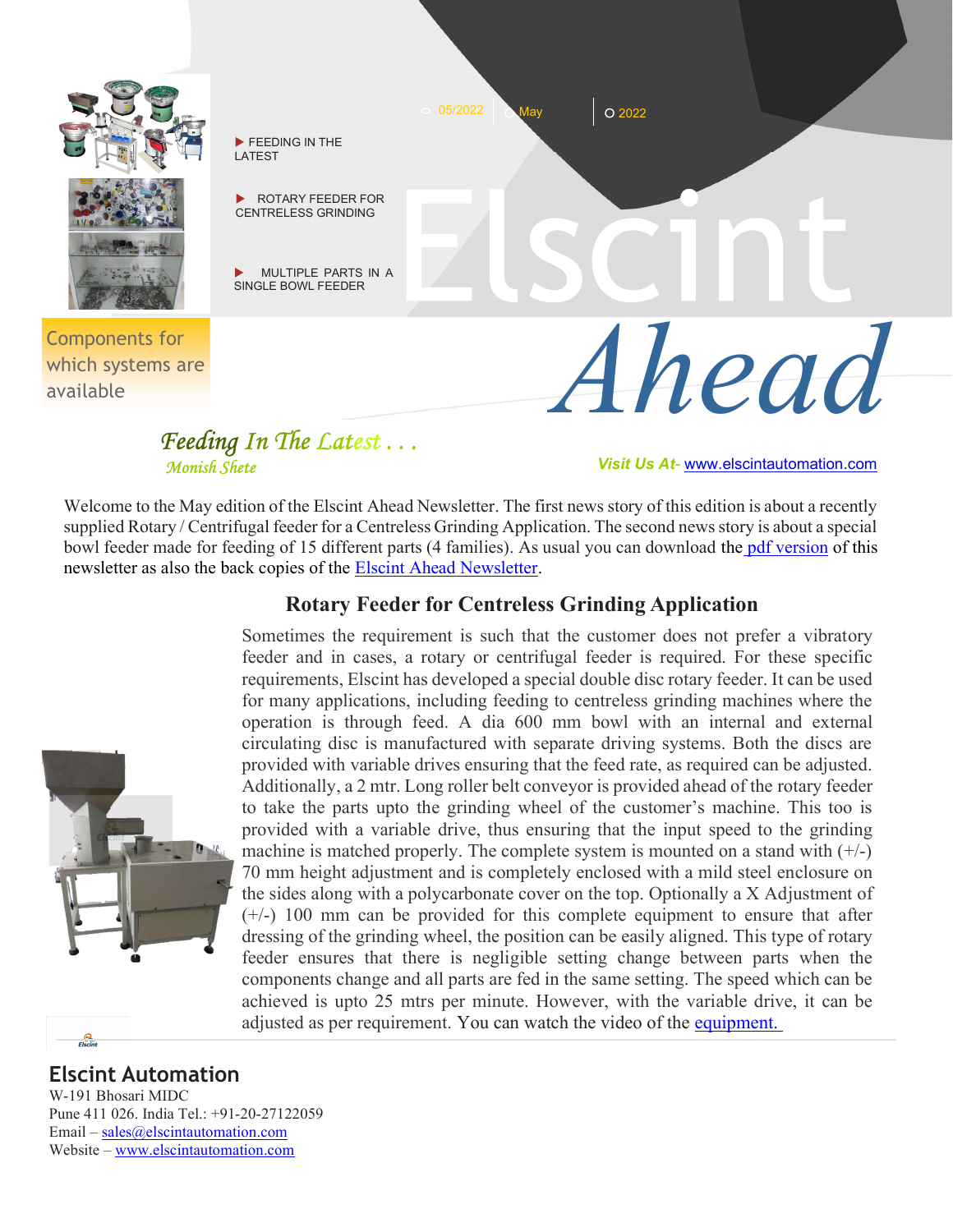05/2022 May 2022

# Elscint Ahead

- FEEDING IN THE LATEST
- ROTARY FEEDER FOR CENTRELESS GRINDING
- MULTIPLE PARTS IN A SINGLE BOWL FEEDER

Components for which systems are available

## *Feeding In The Latest . . .*

*Monish Shete*

***Visit Us At-*** www.elscintautomation.com

Welcome to the May edition of the Elscint Ahead Newsletter. The first news story of this edition is about a recently supplied Rotary / Centrifugal feeder for a Centreless Grinding Application. The second news story is about a special bowl feeder made for feeding of 15 different parts (4 families). As usual you can download the pdf version of this newsletter as also the back copies of the Elscint Ahead Newsletter.

## Rotary Feeder for Centreless Grinding Application

Sometimes the requirement is such that the customer does not prefer a vibratory feeder and in cases, a rotary or centrifugal feeder is required. For these specific requirements, Elscint has developed a special double disc rotary feeder. It can be used for many applications, including feeding to centreless grinding machines where the operation is through feed. A dia 600 mm bowl with an internal and external circulating disc is manufactured with separate driving systems. Both the discs are provided with variable drives ensuring that the feed rate, as required can be adjusted. Additionally, a 2 mtr. Long roller belt conveyor is provided ahead of the rotary feeder to take the parts upto the grinding wheel of the customer's machine. This too is provided with a variable drive, thus ensuring that the input speed to the grinding machine is matched properly. The complete system is mounted on a stand with (+/-) 70 mm height adjustment and is completely enclosed with a mild steel enclosure on the sides along with a polycarbonate cover on the top. Optionally a X Adjustment of (+/-) 100 mm can be provided for this complete equipment to ensure that after dressing of the grinding wheel, the position can be easily aligned. This type of rotary feeder ensures that there is negligible setting change between parts when the components change and all parts are fed in the same setting. The speed which can be achieved is upto 25 mtrs per minute. However, with the variable drive, it can be adjusted as per requirement. You can watch the video of the equipment.

**Elscint Automation**
W-191 Bhosari MIDC
Pune 411 026. India Tel.: +91-20-27122059
Email – sales@elscintautomation.com
Website – www.elscintautomation.com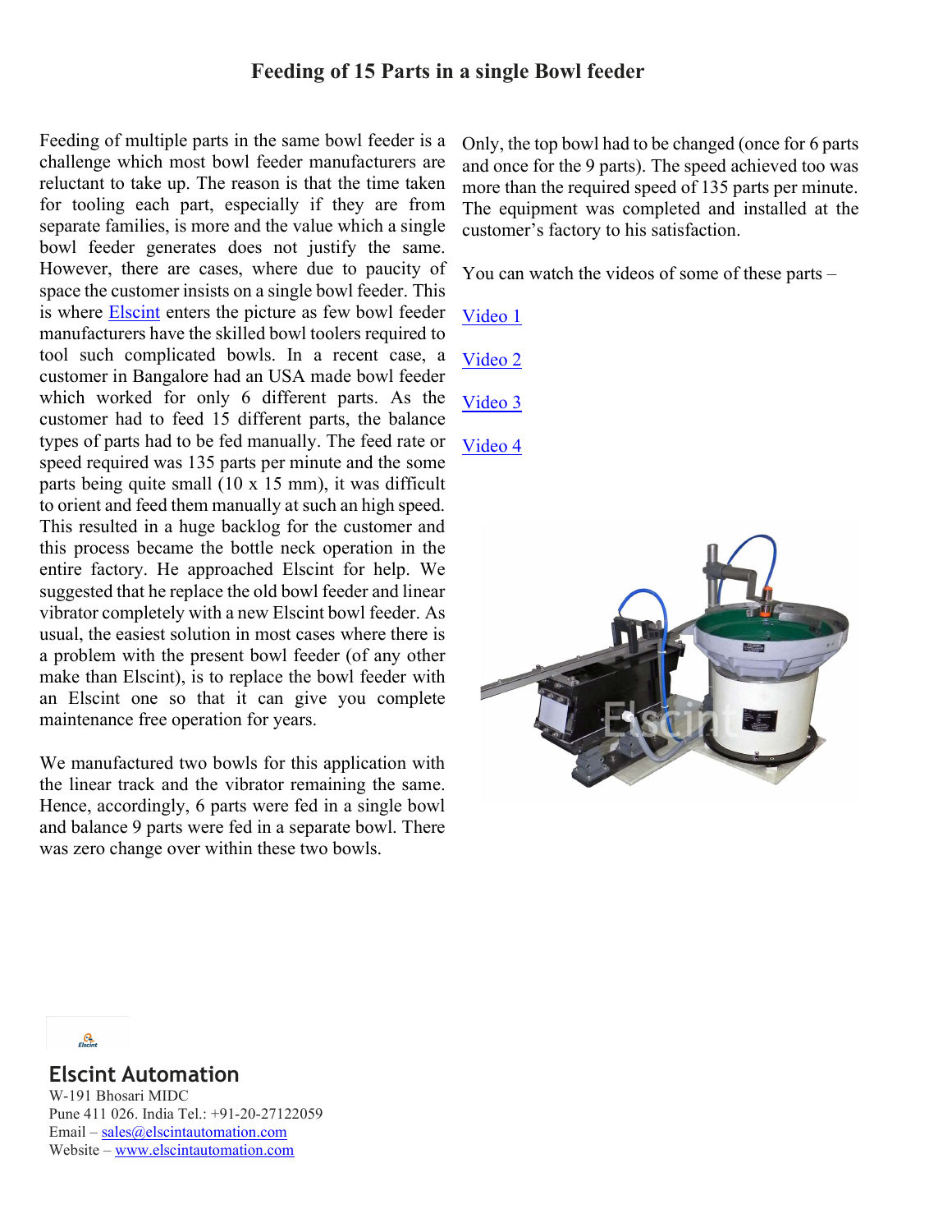# Feeding of 15 Parts in a single Bowl feeder

Feeding of multiple parts in the same bowl feeder is a challenge which most bowl feeder manufacturers are reluctant to take up. The reason is that the time taken for tooling each part, especially if they are from separate families, is more and the value which a single bowl feeder generates does not justify the same. However, there are cases, where due to paucity of space the customer insists on a single bowl feeder. This is where Elscint enters the picture as few bowl feeder manufacturers have the skilled bowl toolers required to tool such complicated bowls. In a recent case, a customer in Bangalore had an USA made bowl feeder which worked for only 6 different parts. As the customer had to feed 15 different parts, the balance types of parts had to be fed manually. The feed rate or speed required was 135 parts per minute and the some parts being quite small (10 x 15 mm), it was difficult to orient and feed them manually at such an high speed. This resulted in a huge backlog for the customer and this process became the bottle neck operation in the entire factory. He approached Elscint for help. We suggested that he replace the old bowl feeder and linear vibrator completely with a new Elscint bowl feeder. As usual, the easiest solution in most cases where there is a problem with the present bowl feeder (of any other make than Elscint), is to replace the bowl feeder with an Elscint one so that it can give you complete maintenance free operation for years.

We manufactured two bowls for this application with the linear track and the vibrator remaining the same. Hence, accordingly, 6 parts were fed in a single bowl and balance 9 parts were fed in a separate bowl. There was zero change over within these two bowls.

Only, the top bowl had to be changed (once for 6 parts and once for the 9 parts). The speed achieved too was more than the required speed of 135 parts per minute. The equipment was completed and installed at the customer's factory to his satisfaction.

You can watch the videos of some of these parts –

Video 1

Video 2

Video 3

Video 4

**Elscint Automation**
W-191 Bhosari MIDC
Pune 411 026. India Tel.: +91-20-27122059
Email – sales@elscintautomation.com
Website – www.elscintautomation.com